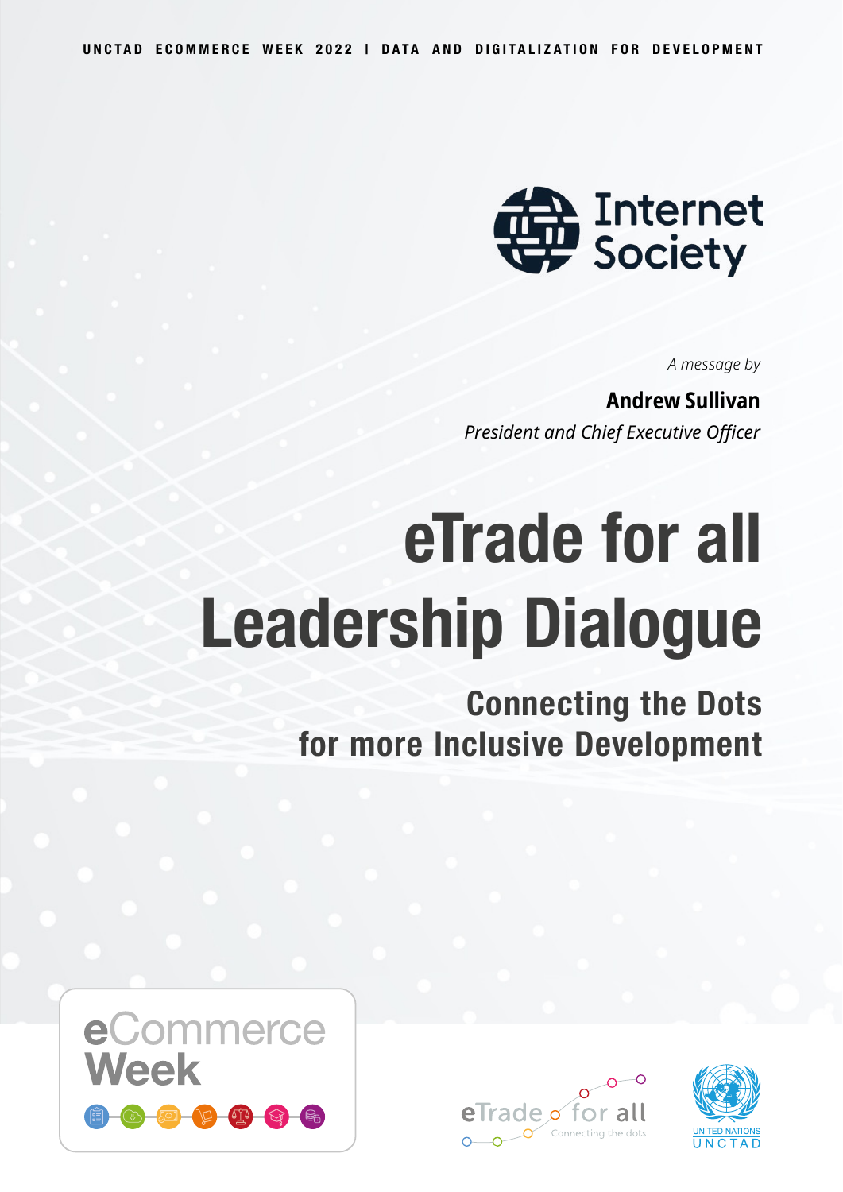UNCTAD ECOMMERCE WEEK 2022 I DATA AND DIGITALIZATION FOR DEVELOPMENT

Internet Society

*A message by*

**Andrew Sullivan**

*President and Chief Executive Officer*

# eTrade for all Leadership Dialogue

## Connecting the Dots for more Inclusive Development

eCommerce Week

eTrade for all — Connecting the dots

UNITED NATIONS UNCTAD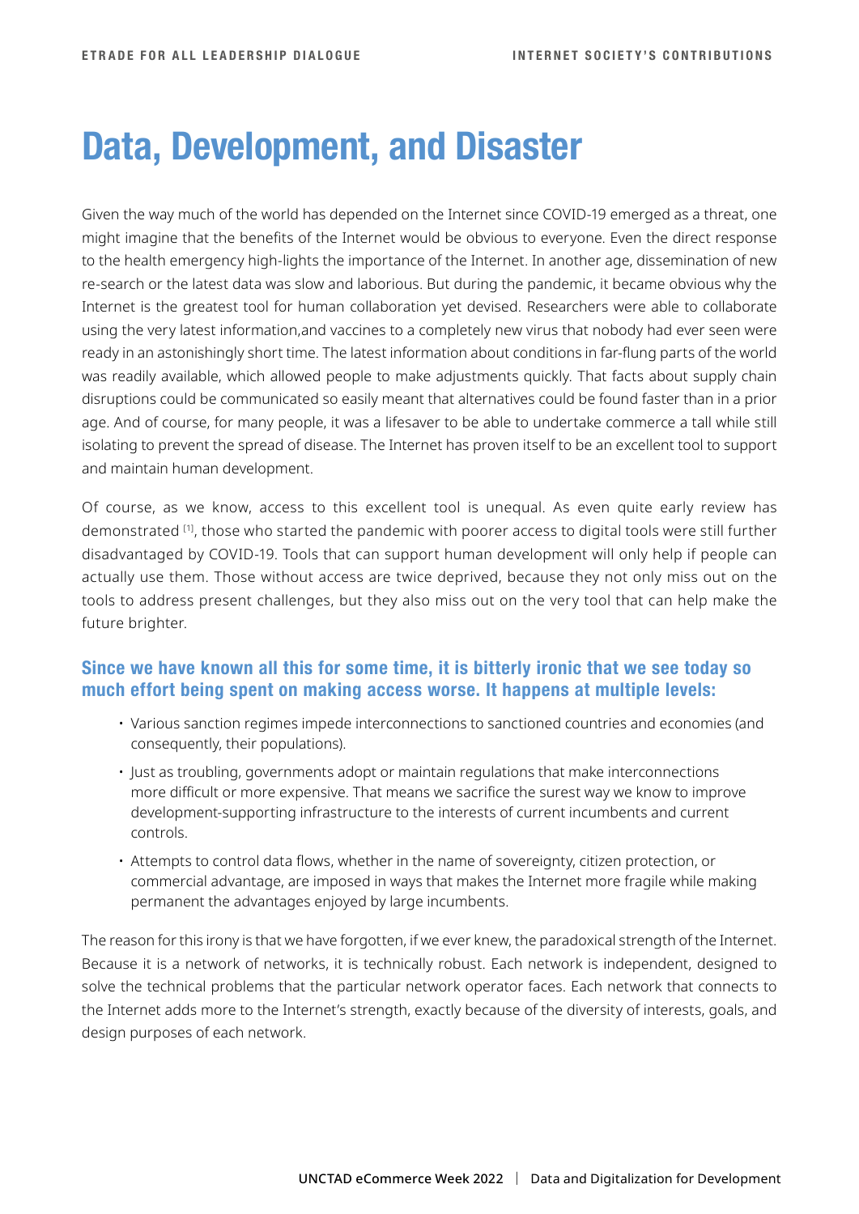# Data, Development, and Disaster

Given the way much of the world has depended on the Internet since COVID-19 emerged as a threat, one might imagine that the benefits of the Internet would be obvious to everyone. Even the direct response to the health emergency high-lights the importance of the Internet. In another age, dissemination of new re-search or the latest data was slow and laborious. But during the pandemic, it became obvious why the Internet is the greatest tool for human collaboration yet devised. Researchers were able to collaborate using the very latest information,and vaccines to a completely new virus that nobody had ever seen were ready in an astonishingly short time. The latest information about conditions in far-flung parts of the world was readily available, which allowed people to make adjustments quickly. That facts about supply chain disruptions could be communicated so easily meant that alternatives could be found faster than in a prior age. And of course, for many people, it was a lifesaver to be able to undertake commerce a tall while still isolating to prevent the spread of disease. The Internet has proven itself to be an excellent tool to support and maintain human development.

Of course, as we know, access to this excellent tool is unequal. As even quite early review has demonstrated [1], those who started the pandemic with poorer access to digital tools were still further disadvantaged by COVID-19. Tools that can support human development will only help if people can actually use them. Those without access are twice deprived, because they not only miss out on the tools to address present challenges, but they also miss out on the very tool that can help make the future brighter.

### Since we have known all this for some time, it is bitterly ironic that we see today so much effort being spent on making access worse. It happens at multiple levels:

- Various sanction regimes impede interconnections to sanctioned countries and economies (and consequently, their populations).
- Just as troubling, governments adopt or maintain regulations that make interconnections more difficult or more expensive. That means we sacrifice the surest way we know to improve development-supporting infrastructure to the interests of current incumbents and current controls.
- Attempts to control data flows, whether in the name of sovereignty, citizen protection, or commercial advantage, are imposed in ways that makes the Internet more fragile while making permanent the advantages enjoyed by large incumbents.

The reason for this irony is that we have forgotten, if we ever knew, the paradoxical strength of the Internet. Because it is a network of networks, it is technically robust. Each network is independent, designed to solve the technical problems that the particular network operator faces. Each network that connects to the Internet adds more to the Internet's strength, exactly because of the diversity of interests, goals, and design purposes of each network.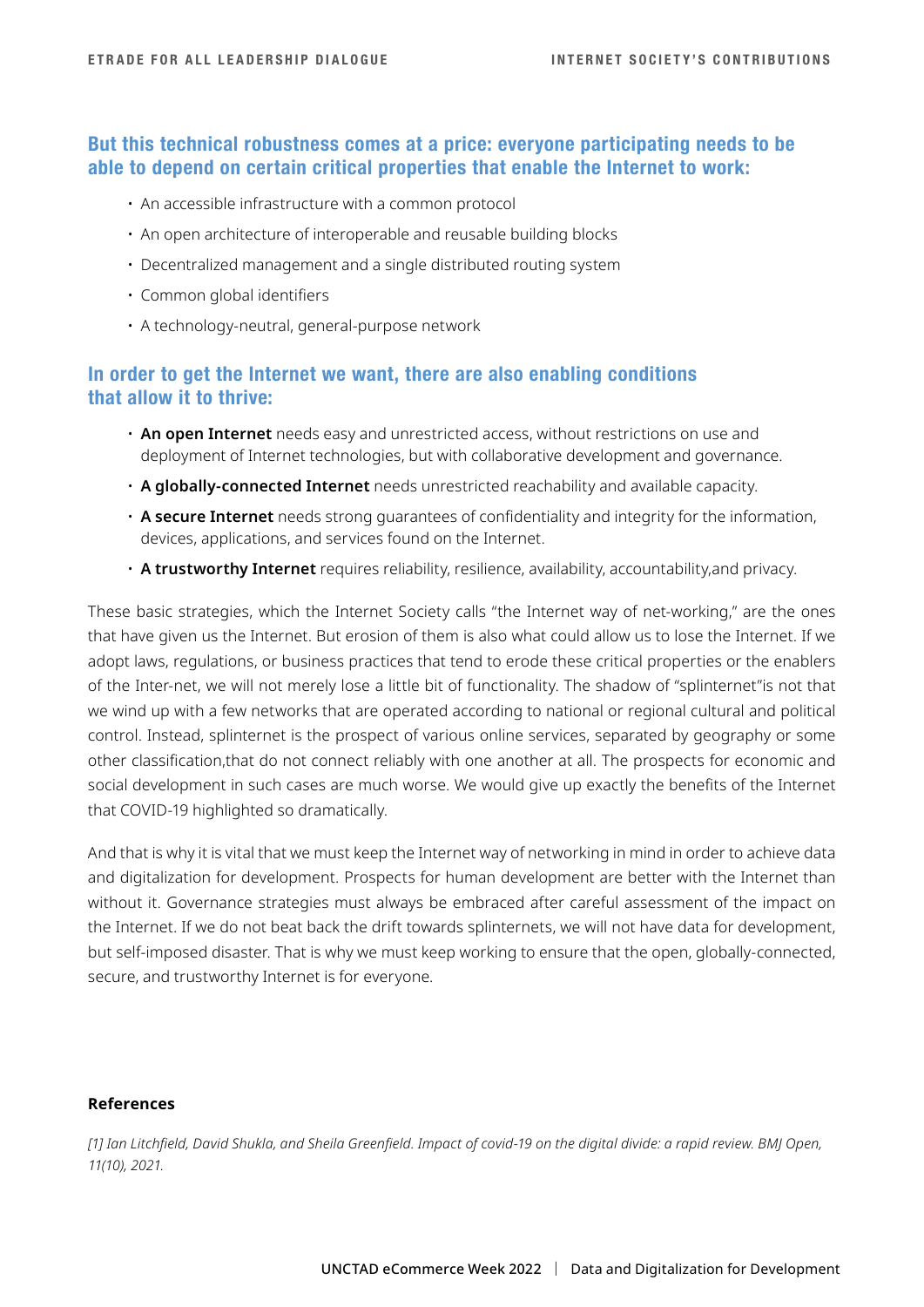### But this technical robustness comes at a price: everyone participating needs to be able to depend on certain critical properties that enable the Internet to work:

- An accessible infrastructure with a common protocol
- An open architecture of interoperable and reusable building blocks
- Decentralized management and a single distributed routing system
- Common global identifiers
- A technology-neutral, general-purpose network

### In order to get the Internet we want, there are also enabling conditions that allow it to thrive:

- **An open Internet** needs easy and unrestricted access, without restrictions on use and deployment of Internet technologies, but with collaborative development and governance.
- **A globally-connected Internet** needs unrestricted reachability and available capacity.
- **A secure Internet** needs strong guarantees of confidentiality and integrity for the information, devices, applications, and services found on the Internet.
- **A trustworthy Internet** requires reliability, resilience, availability, accountability,and privacy.

These basic strategies, which the Internet Society calls "the Internet way of net-working," are the ones that have given us the Internet. But erosion of them is also what could allow us to lose the Internet. If we adopt laws, regulations, or business practices that tend to erode these critical properties or the enablers of the Inter-net, we will not merely lose a little bit of functionality. The shadow of "splinternet"is not that we wind up with a few networks that are operated according to national or regional cultural and political control. Instead, splinternet is the prospect of various online services, separated by geography or some other classification,that do not connect reliably with one another at all. The prospects for economic and social development in such cases are much worse. We would give up exactly the benefits of the Internet that COVID-19 highlighted so dramatically.

And that is why it is vital that we must keep the Internet way of networking in mind in order to achieve data and digitalization for development. Prospects for human development are better with the Internet than without it. Governance strategies must always be embraced after careful assessment of the impact on the Internet. If we do not beat back the drift towards splinternets, we will not have data for development, but self-imposed disaster. That is why we must keep working to ensure that the open, globally-connected, secure, and trustworthy Internet is for everyone.

**References**

*[1] Ian Litchfield, David Shukla, and Sheila Greenfield. Impact of covid-19 on the digital divide: a rapid review. BMJ Open, 11(10), 2021.*